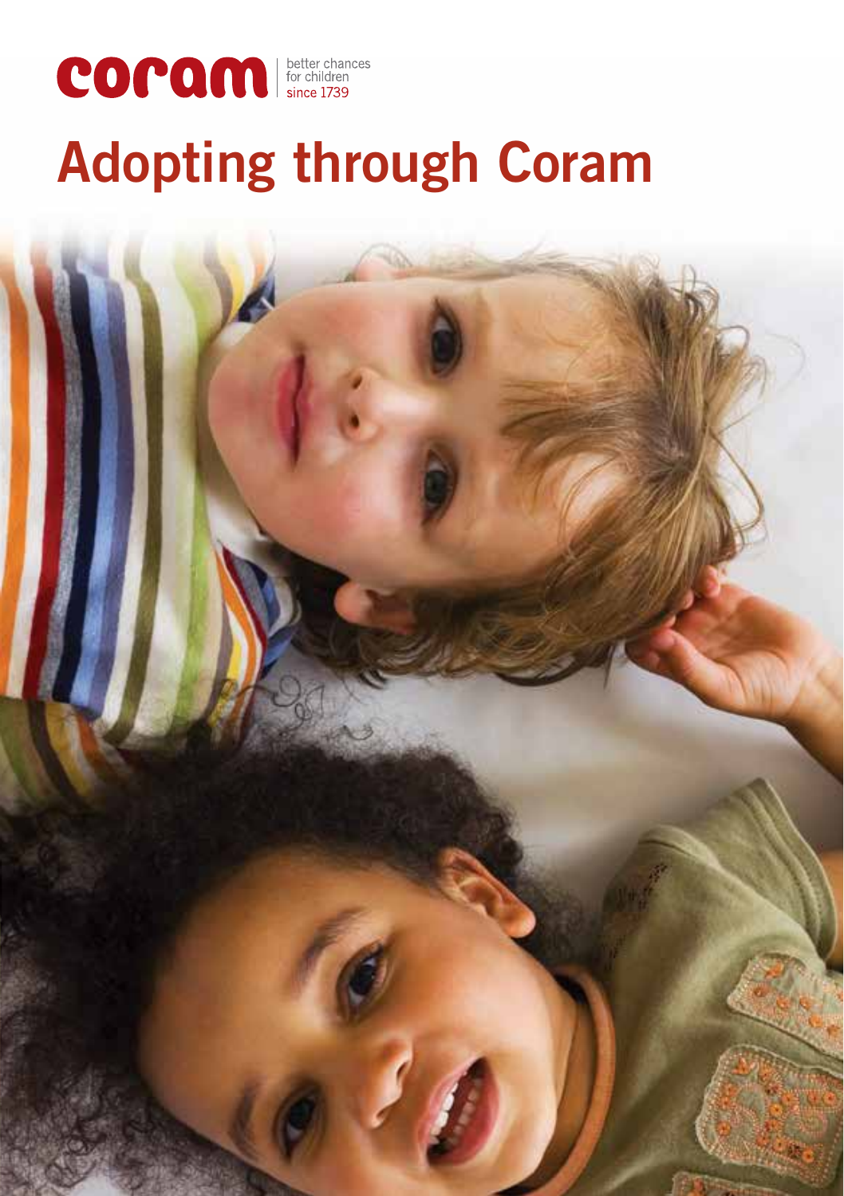coram | better chances for children since 1739

# Adopting through Coram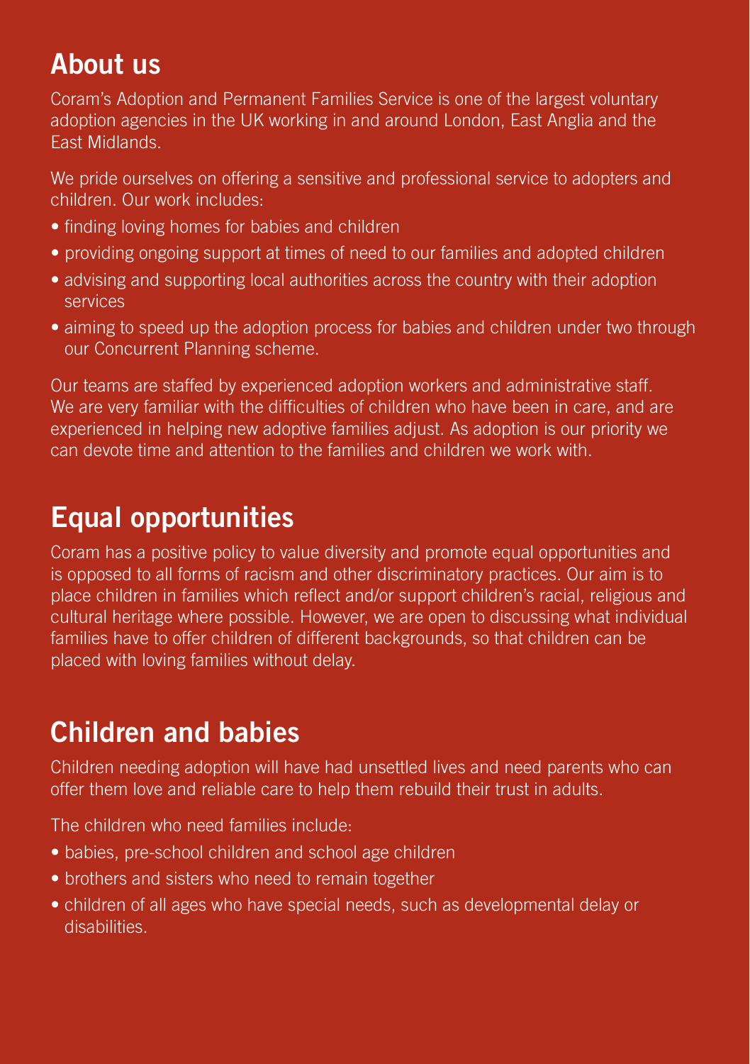## About us

Coram's Adoption and Permanent Families Service is one of the largest voluntary adoption agencies in the UK working in and around London, East Anglia and the East Midlands.

We pride ourselves on offering a sensitive and professional service to adopters and children. Our work includes:

- finding loving homes for babies and children
- providing ongoing support at times of need to our families and adopted children
- advising and supporting local authorities across the country with their adoption services
- aiming to speed up the adoption process for babies and children under two through our Concurrent Planning scheme.

Our teams are staffed by experienced adoption workers and administrative staff. We are very familiar with the difficulties of children who have been in care, and are experienced in helping new adoptive families adjust. As adoption is our priority we can devote time and attention to the families and children we work with.

## Equal opportunities

Coram has a positive policy to value diversity and promote equal opportunities and is opposed to all forms of racism and other discriminatory practices. Our aim is to place children in families which reflect and/or support children's racial, religious and cultural heritage where possible. However, we are open to discussing what individual families have to offer children of different backgrounds, so that children can be placed with loving families without delay.

## Children and babies

Children needing adoption will have had unsettled lives and need parents who can offer them love and reliable care to help them rebuild their trust in adults.

The children who need families include:

- babies, pre-school children and school age children
- brothers and sisters who need to remain together
- children of all ages who have special needs, such as developmental delay or disabilities.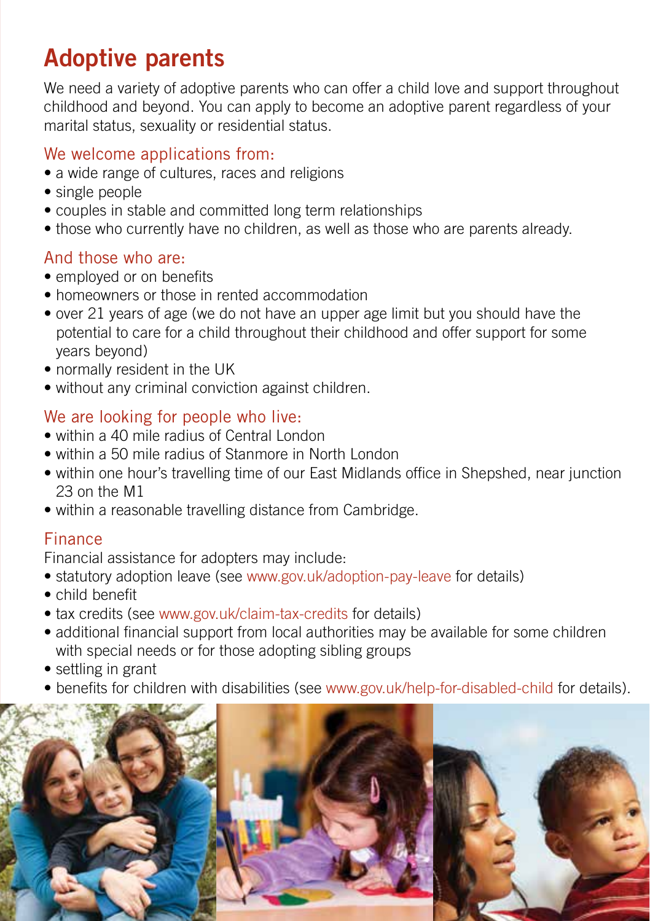# Adoptive parents

We need a variety of adoptive parents who can offer a child love and support throughout childhood and beyond. You can apply to become an adoptive parent regardless of your marital status, sexuality or residential status.

## We welcome applications from:

- a wide range of cultures, races and religions
- single people
- couples in stable and committed long term relationships
- those who currently have no children, as well as those who are parents already.

## And those who are:

- employed or on benefits
- homeowners or those in rented accommodation
- over 21 years of age (we do not have an upper age limit but you should have the potential to care for a child throughout their childhood and offer support for some years beyond)
- normally resident in the UK
- without any criminal conviction against children.

## We are looking for people who live:

- within a 40 mile radius of Central London
- within a 50 mile radius of Stanmore in North London
- within one hour's travelling time of our East Midlands office in Shepshed, near junction 23 on the M1
- within a reasonable travelling distance from Cambridge.

## Finance

Financial assistance for adopters may include:

- statutory adoption leave (see www.gov.uk/adoption-pay-leave for details)
- child benefit
- tax credits (see www.gov.uk/claim-tax-credits for details)
- additional financial support from local authorities may be available for some children with special needs or for those adopting sibling groups
- settling in grant
- benefits for children with disabilities (see www.gov.uk/help-for-disabled-child for details).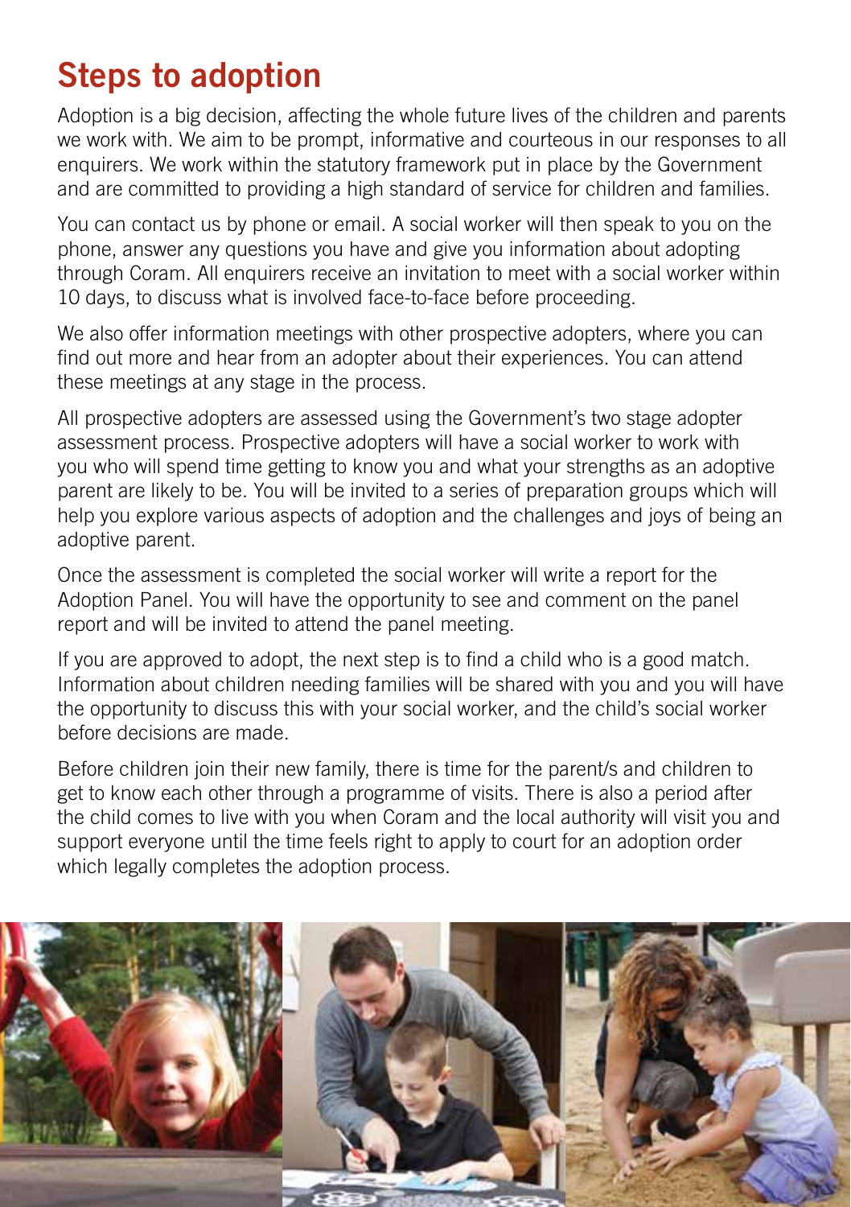# Steps to adoption

Adoption is a big decision, affecting the whole future lives of the children and parents we work with. We aim to be prompt, informative and courteous in our responses to all enquirers. We work within the statutory framework put in place by the Government and are committed to providing a high standard of service for children and families.

You can contact us by phone or email. A social worker will then speak to you on the phone, answer any questions you have and give you information about adopting through Coram. All enquirers receive an invitation to meet with a social worker within 10 days, to discuss what is involved face-to-face before proceeding.

We also offer information meetings with other prospective adopters, where you can find out more and hear from an adopter about their experiences. You can attend these meetings at any stage in the process.

All prospective adopters are assessed using the Government's two stage adopter assessment process. Prospective adopters will have a social worker to work with you who will spend time getting to know you and what your strengths as an adoptive parent are likely to be. You will be invited to a series of preparation groups which will help you explore various aspects of adoption and the challenges and joys of being an adoptive parent.

Once the assessment is completed the social worker will write a report for the Adoption Panel. You will have the opportunity to see and comment on the panel report and will be invited to attend the panel meeting.

If you are approved to adopt, the next step is to find a child who is a good match. Information about children needing families will be shared with you and you will have the opportunity to discuss this with your social worker, and the child's social worker before decisions are made.

Before children join their new family, there is time for the parent/s and children to get to know each other through a programme of visits. There is also a period after the child comes to live with you when Coram and the local authority will visit you and support everyone until the time feels right to apply to court for an adoption order which legally completes the adoption process.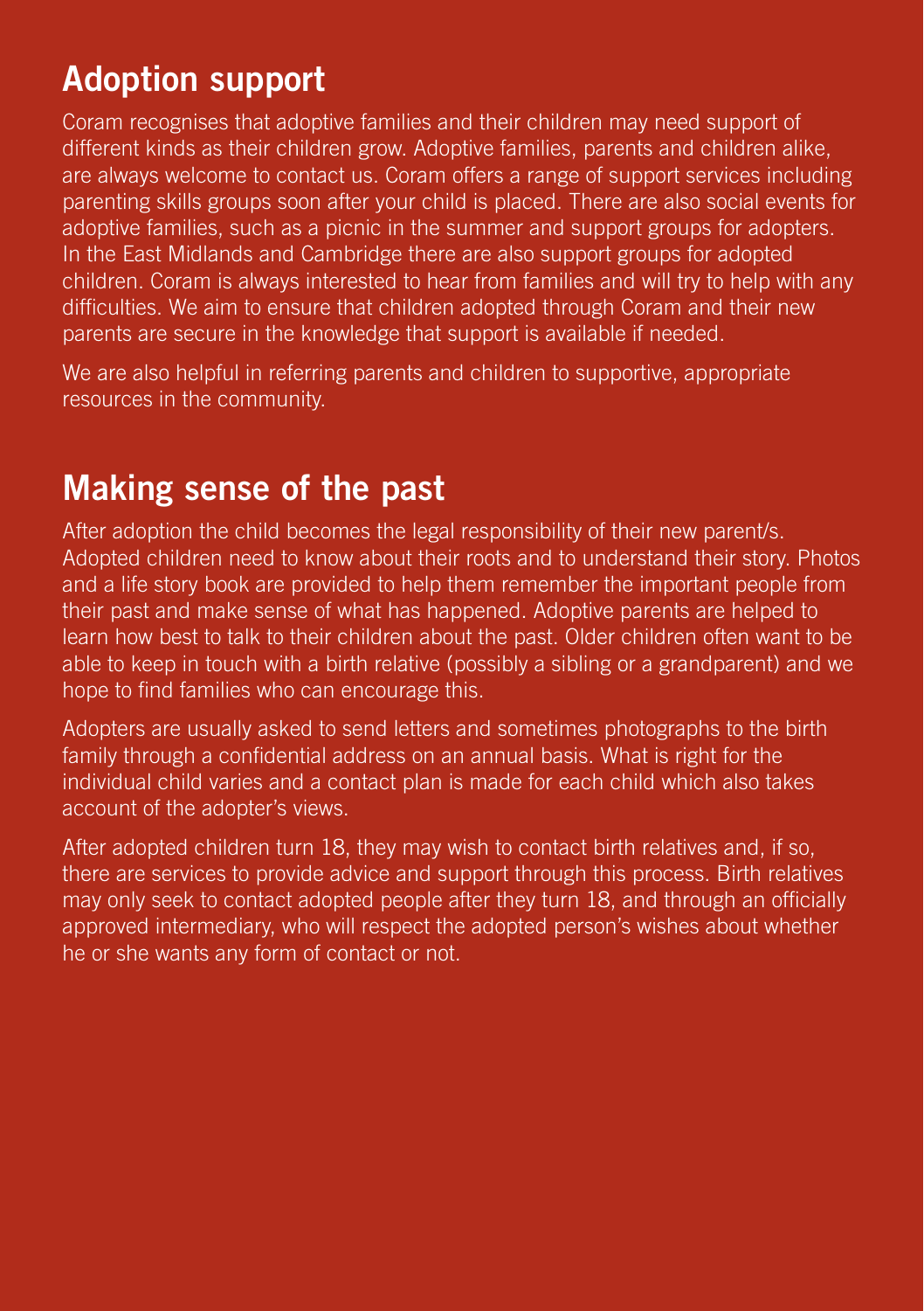## Adoption support

Coram recognises that adoptive families and their children may need support of different kinds as their children grow. Adoptive families, parents and children alike, are always welcome to contact us. Coram offers a range of support services including parenting skills groups soon after your child is placed. There are also social events for adoptive families, such as a picnic in the summer and support groups for adopters. In the East Midlands and Cambridge there are also support groups for adopted children. Coram is always interested to hear from families and will try to help with any difficulties. We aim to ensure that children adopted through Coram and their new parents are secure in the knowledge that support is available if needed.

We are also helpful in referring parents and children to supportive, appropriate resources in the community.

## Making sense of the past

After adoption the child becomes the legal responsibility of their new parent/s. Adopted children need to know about their roots and to understand their story. Photos and a life story book are provided to help them remember the important people from their past and make sense of what has happened. Adoptive parents are helped to learn how best to talk to their children about the past. Older children often want to be able to keep in touch with a birth relative (possibly a sibling or a grandparent) and we hope to find families who can encourage this.

Adopters are usually asked to send letters and sometimes photographs to the birth family through a confidential address on an annual basis. What is right for the individual child varies and a contact plan is made for each child which also takes account of the adopter's views.

After adopted children turn 18, they may wish to contact birth relatives and, if so, there are services to provide advice and support through this process. Birth relatives may only seek to contact adopted people after they turn 18, and through an officially approved intermediary, who will respect the adopted person's wishes about whether he or she wants any form of contact or not.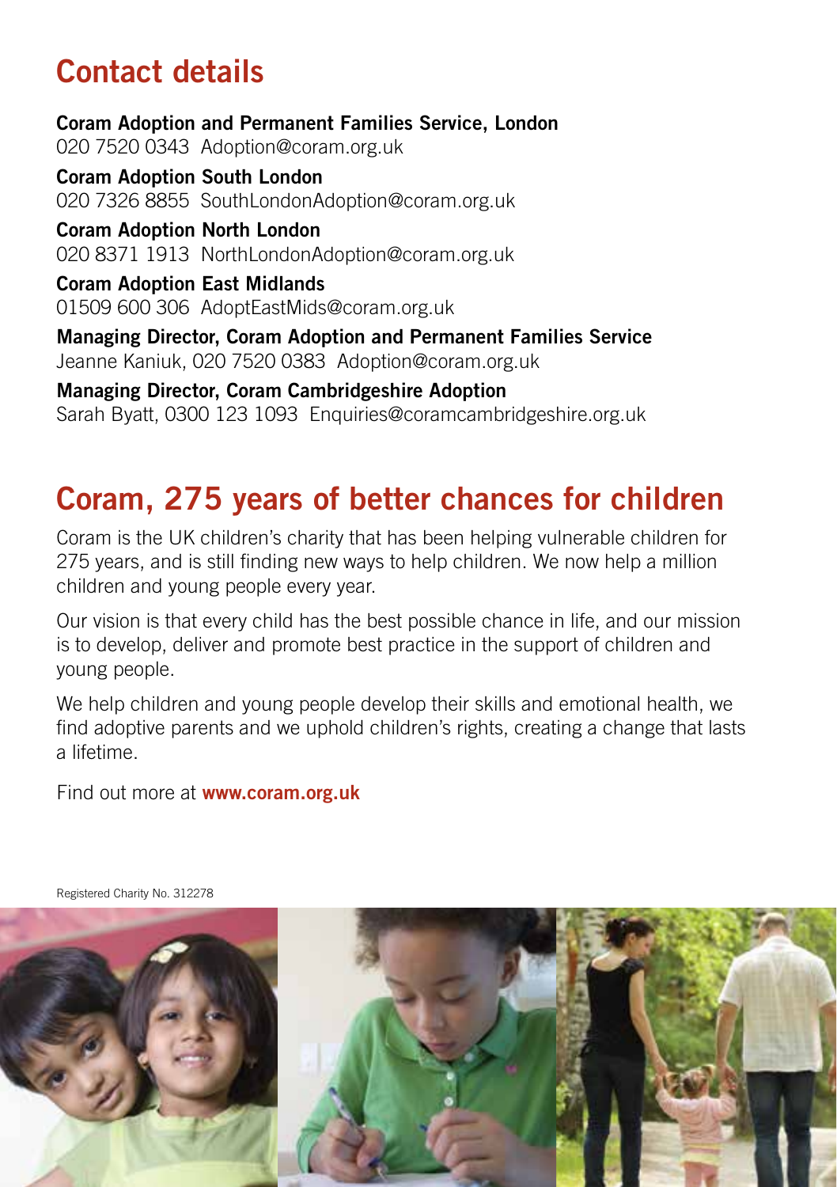## Contact details

**Coram Adoption and Permanent Families Service, London**
020 7520 0343 Adoption@coram.org.uk

**Coram Adoption South London**
020 7326 8855 SouthLondonAdoption@coram.org.uk

**Coram Adoption North London**
020 8371 1913 NorthLondonAdoption@coram.org.uk

**Coram Adoption East Midlands**
01509 600 306 AdoptEastMids@coram.org.uk

**Managing Director, Coram Adoption and Permanent Families Service**
Jeanne Kaniuk, 020 7520 0383 Adoption@coram.org.uk

**Managing Director, Coram Cambridgeshire Adoption**
Sarah Byatt, 0300 123 1093 Enquiries@coramcambridgeshire.org.uk

## Coram, 275 years of better chances for children

Coram is the UK children's charity that has been helping vulnerable children for 275 years, and is still finding new ways to help children. We now help a million children and young people every year.

Our vision is that every child has the best possible chance in life, and our mission is to develop, deliver and promote best practice in the support of children and young people.

We help children and young people develop their skills and emotional health, we find adoptive parents and we uphold children's rights, creating a change that lasts a lifetime.

Find out more at **www.coram.org.uk**

Registered Charity No. 312278